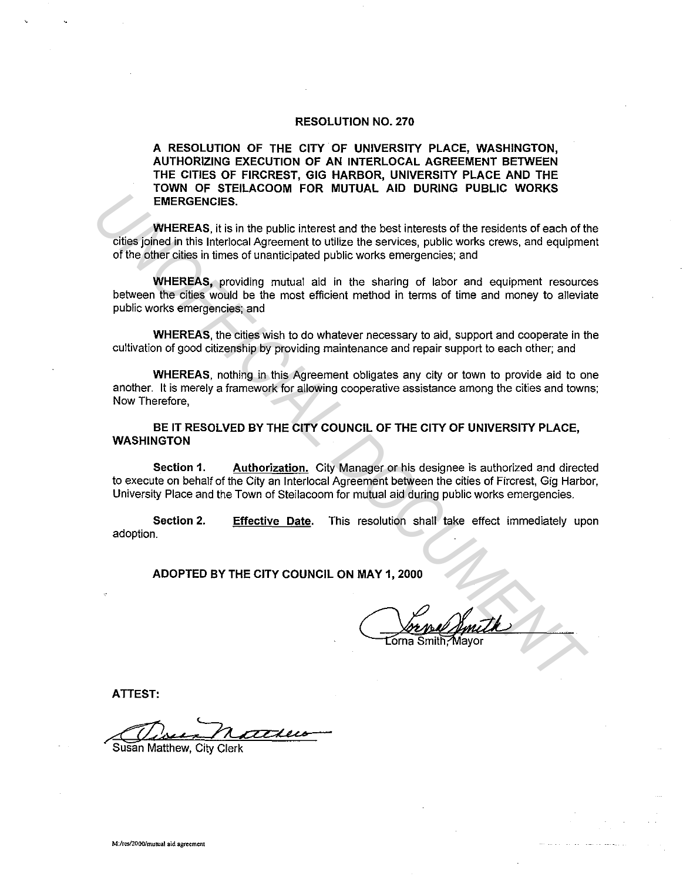# RESOLUTION NO. 270

**A RESOLUTION OF THE CITY OF UNIVERSITY PLACE, WASHINGTON, AUTHORIZING EXECUTION OF AN INTERLOCAL AGREEMENT BETWEEN THE CITIES OF FIRCREST, GIG HARBOR, UNIVERSITY PLACE AND THE TOWN OF STEILACOOM FOR MUTUAL AID DURING PUBLIC WORKS EMERGENCIES.**

**WHEREAS**, it is in the public interest and the best interests of the residents of each of the cities joined in this Interlocal Agreement to utilize the services, public works crews, and equipment of the other cities in times of unanticipated public works emergencies; and

**WHEREAS,** providing mutual aid in the sharing of labor and equipment resources between the cities would be the most efficient method in terms of time and money to alleviate public works emergencies; and

**WHEREAS**, the cities wish to do whatever necessary to aid, support and cooperate in the cultivation of good citizenship by providing maintenance and repair support to each other; and

**WHEREAS**, nothing in this Agreement obligates any city or town to provide aid to one another. It is merely a framework for allowing cooperative assistance among the cities and towns; Now Therefore,

**BE IT RESOLVED BY THE CITY COUNCIL OF THE CITY OF UNIVERSITY PLACE, WASHINGTON**

**Section 1.** **Authorization.** City Manager or his designee is authorized and directed to execute on behalf of the City an Interlocal Agreement between the cities of Fircrest, Gig Harbor, University Place and the Town of Steilacoom for mutual aid during public works emergencies.

**Section 2.** **Effective Date.** This resolution shall take effect immediately upon adoption.

**ADOPTED BY THE CITY COUNCIL ON MAY 1, 2000**

Lorna Smith, Mayor

**ATTEST:**

Susan Matthew, City Clerk

M:/res/2000/mutual aid agreement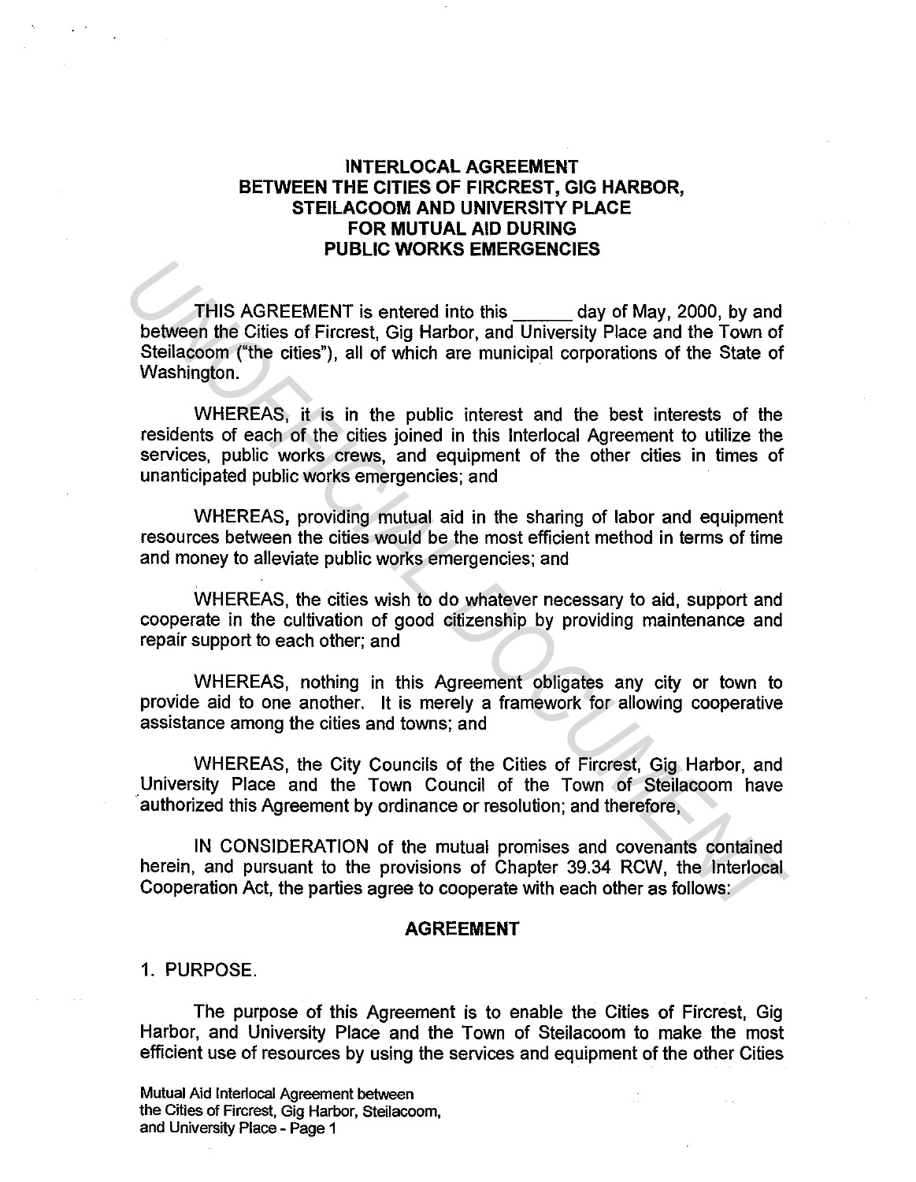## INTERLOCAL AGREEMENT BETWEEN THE CITIES OF FIRCREST, GIG HARBOR, STEILACOOM AND UNIVERSITY PLACE FOR MUTUAL AID DURING PUBLIC WORKS EMERGENCIES

THIS AGREEMENT is entered into this ______ day of May, 2000, by and between the Cities of Fircrest, Gig Harbor, and University Place and the Town of Steilacoom ("the cities"), all of which are municipal corporations of the State of Washington.

WHEREAS, it is in the public interest and the best interests of the residents of each of the cities joined in this Interlocal Agreement to utilize the services, public works crews, and equipment of the other cities in times of unanticipated public works emergencies; and

WHEREAS, providing mutual aid in the sharing of labor and equipment resources between the cities would be the most efficient method in terms of time and money to alleviate public works emergencies; and

WHEREAS, the cities wish to do whatever necessary to aid, support and cooperate in the cultivation of good citizenship by providing maintenance and repair support to each other; and

WHEREAS, nothing in this Agreement obligates any city or town to provide aid to one another. It is merely a framework for allowing cooperative assistance among the cities and towns; and

WHEREAS, the City Councils of the Cities of Fircrest, Gig Harbor, and University Place and the Town Council of the Town of Steilacoom have authorized this Agreement by ordinance or resolution; and therefore,

IN CONSIDERATION of the mutual promises and covenants contained herein, and pursuant to the provisions of Chapter 39.34 RCW, the Interlocal Cooperation Act, the parties agree to cooperate with each other as follows:

### AGREEMENT

1. PURPOSE.

The purpose of this Agreement is to enable the Cities of Fircrest, Gig Harbor, and University Place and the Town of Steilacoom to make the most efficient use of resources by using the services and equipment of the other Cities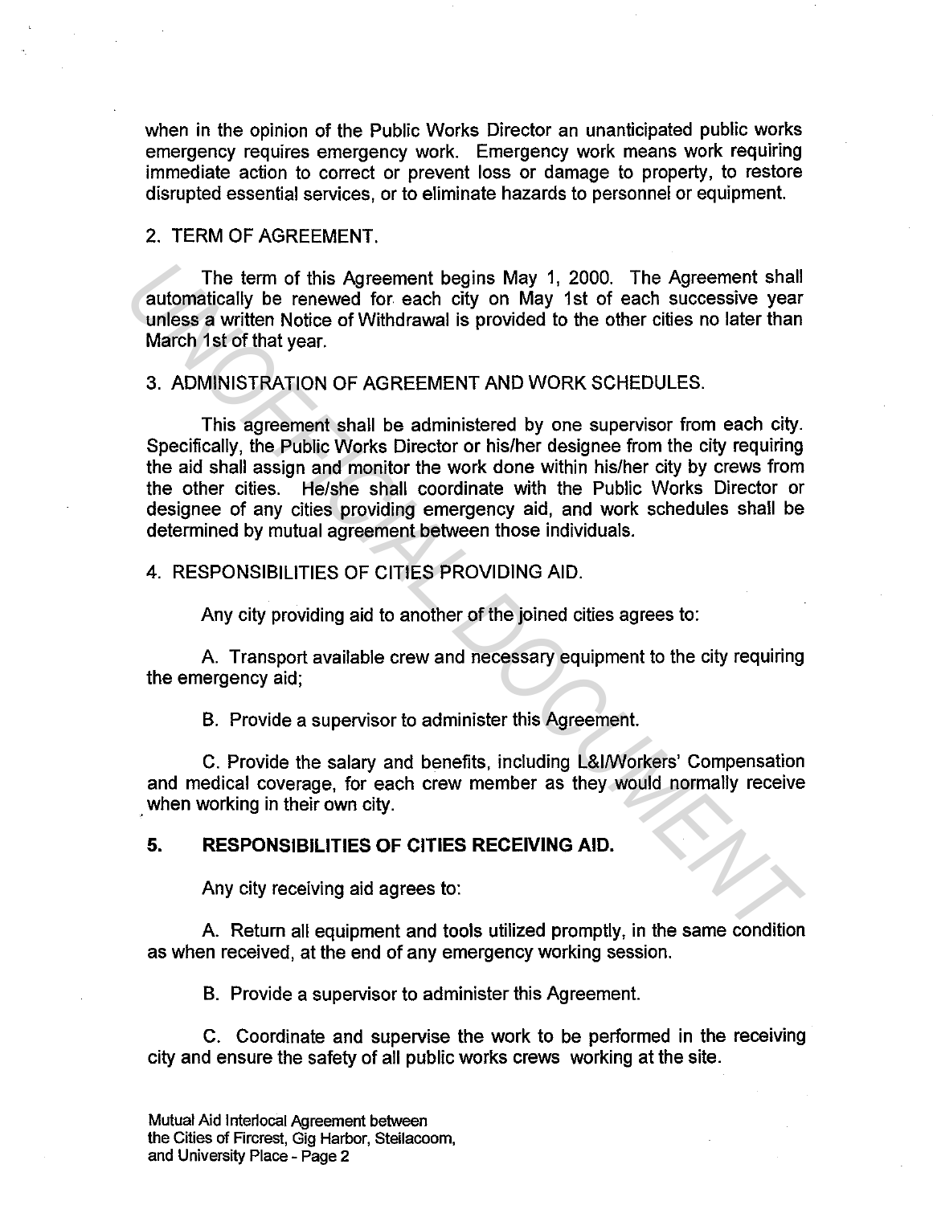when in the opinion of the Public Works Director an unanticipated public works emergency requires emergency work. Emergency work means work requiring immediate action to correct or prevent loss or damage to property, to restore disrupted essential services, or to eliminate hazards to personnel or equipment.

2. TERM OF AGREEMENT.

The term of this Agreement begins May 1, 2000. The Agreement shall automatically be renewed for each city on May 1st of each successive year unless a written Notice of Withdrawal is provided to the other cities no later than March 1st of that year.

3. ADMINISTRATION OF AGREEMENT AND WORK SCHEDULES.

This agreement shall be administered by one supervisor from each city. Specifically, the Public Works Director or his/her designee from the city requiring the aid shall assign and monitor the work done within his/her city by crews from the other cities. He/she shall coordinate with the Public Works Director or designee of any cities providing emergency aid, and work schedules shall be determined by mutual agreement between those individuals.

4. RESPONSIBILITIES OF CITIES PROVIDING AID.

Any city providing aid to another of the joined cities agrees to:

A. Transport available crew and necessary equipment to the city requiring the emergency aid;

B. Provide a supervisor to administer this Agreement.

C. Provide the salary and benefits, including L&I/Workers' Compensation and medical coverage, for each crew member as they would normally receive when working in their own city.

**5. RESPONSIBILITIES OF CITIES RECEIVING AID.**

Any city receiving aid agrees to:

A. Return all equipment and tools utilized promptly, in the same condition as when received, at the end of any emergency working session.

B. Provide a supervisor to administer this Agreement.

C. Coordinate and supervise the work to be performed in the receiving city and ensure the safety of all public works crews working at the site.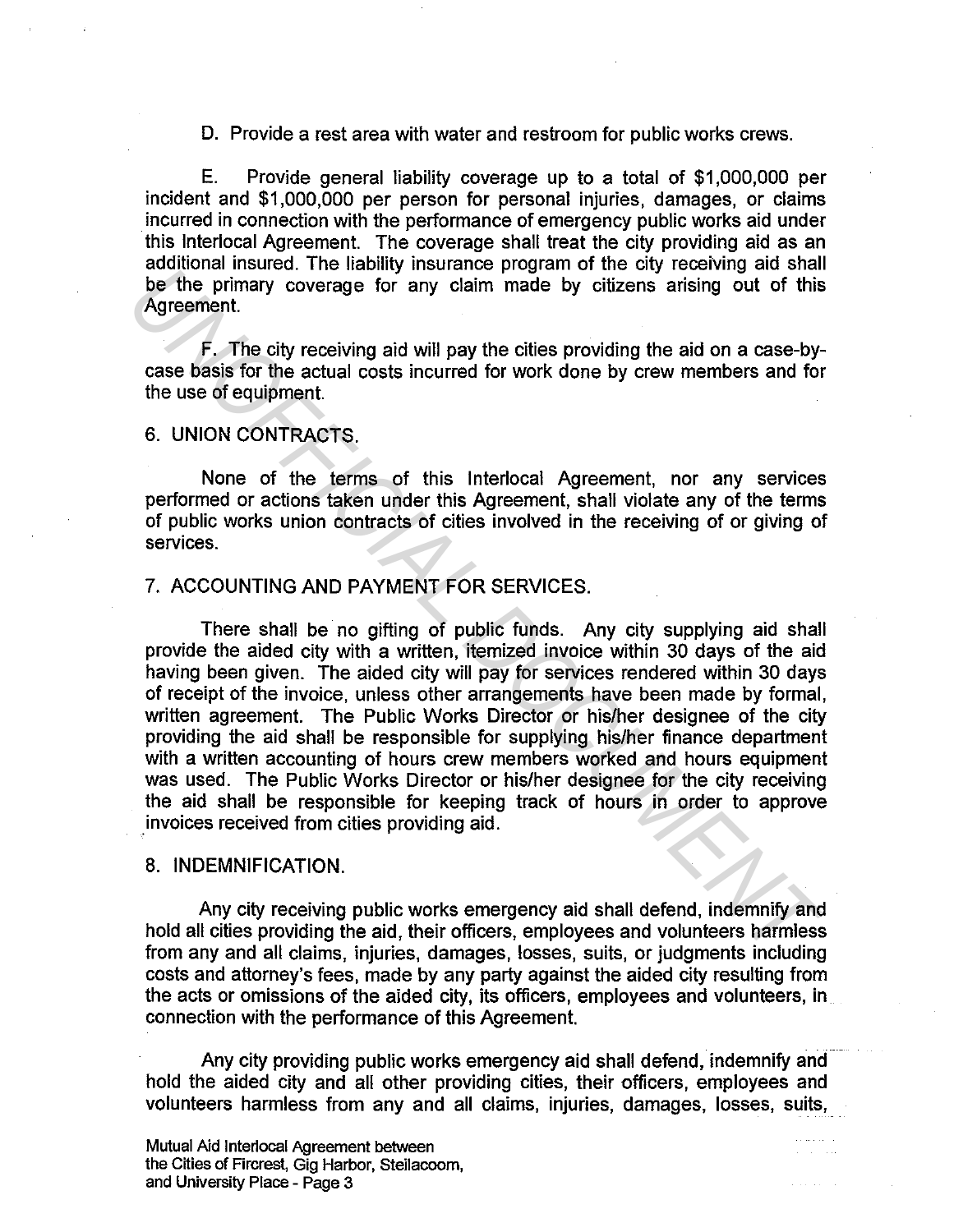D. Provide a rest area with water and restroom for public works crews.

E. Provide general liability coverage up to a total of $1,000,000 per incident and $1,000,000 per person for personal injuries, damages, or claims incurred in connection with the performance of emergency public works aid under this Interlocal Agreement. The coverage shall treat the city providing aid as an additional insured. The liability insurance program of the city receiving aid shall be the primary coverage for any claim made by citizens arising out of this Agreement.

F. The city receiving aid will pay the cities providing the aid on a case-by-case basis for the actual costs incurred for work done by crew members and for the use of equipment.

## 6. UNION CONTRACTS.

None of the terms of this Interlocal Agreement, nor any services performed or actions taken under this Agreement, shall violate any of the terms of public works union contracts of cities involved in the receiving of or giving of services.

## 7. ACCOUNTING AND PAYMENT FOR SERVICES.

There shall be no gifting of public funds. Any city supplying aid shall provide the aided city with a written, itemized invoice within 30 days of the aid having been given. The aided city will pay for services rendered within 30 days of receipt of the invoice, unless other arrangements have been made by formal, written agreement. The Public Works Director or his/her designee of the city providing the aid shall be responsible for supplying his/her finance department with a written accounting of hours crew members worked and hours equipment was used. The Public Works Director or his/her designee for the city receiving the aid shall be responsible for keeping track of hours in order to approve invoices received from cities providing aid.

## 8. INDEMNIFICATION.

Any city receiving public works emergency aid shall defend, indemnify and hold all cities providing the aid, their officers, employees and volunteers harmless from any and all claims, injuries, damages, losses, suits, or judgments including costs and attorney's fees, made by any party against the aided city resulting from the acts or omissions of the aided city, its officers, employees and volunteers, in connection with the performance of this Agreement.

Any city providing public works emergency aid shall defend, indemnify and hold the aided city and all other providing cities, their officers, employees and volunteers harmless from any and all claims, injuries, damages, losses, suits,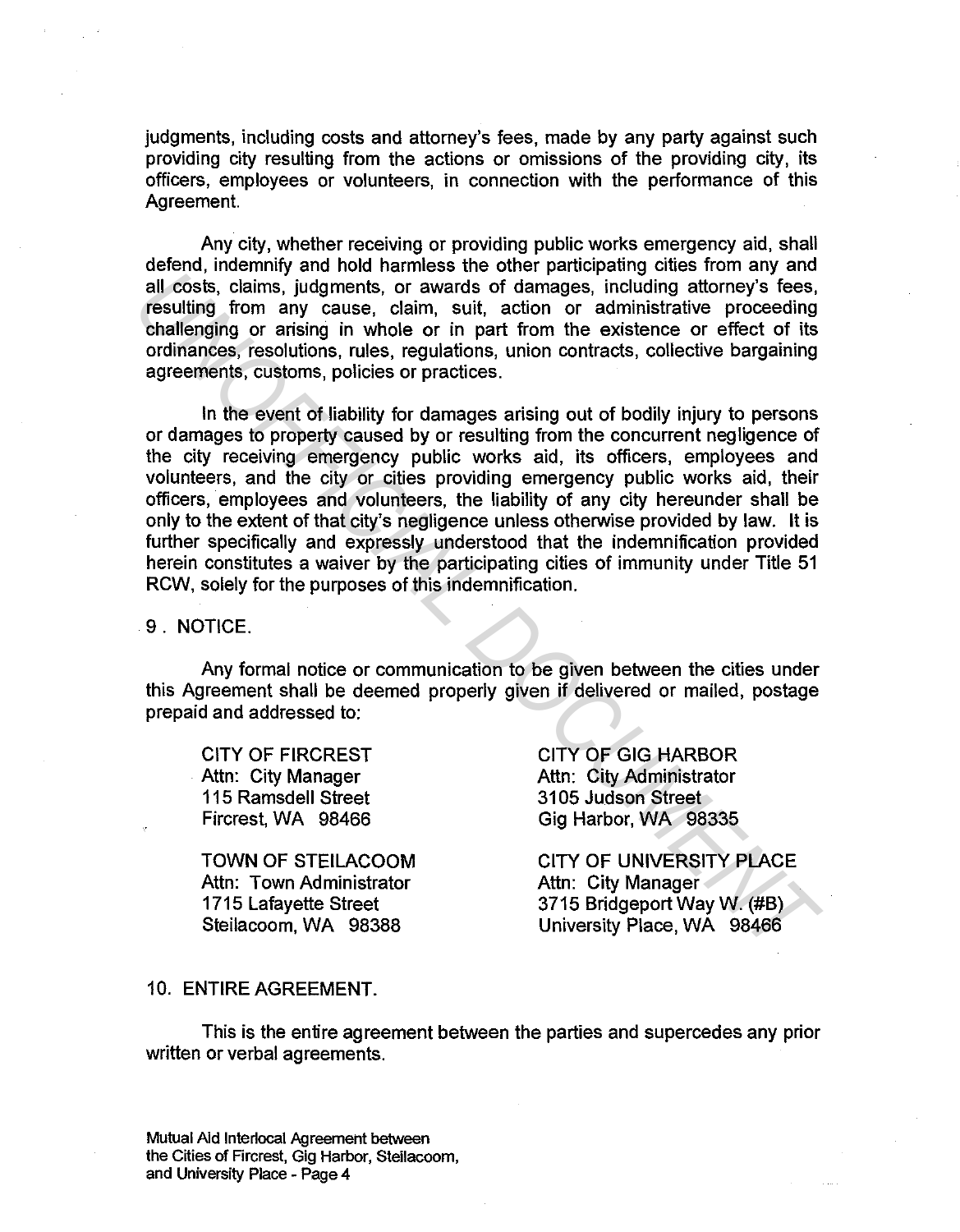judgments, including costs and attorney's fees, made by any party against such providing city resulting from the actions or omissions of the providing city, its officers, employees or volunteers, in connection with the performance of this Agreement.

Any city, whether receiving or providing public works emergency aid, shall defend, indemnify and hold harmless the other participating cities from any and all costs, claims, judgments, or awards of damages, including attorney's fees, resulting from any cause, claim, suit, action or administrative proceeding challenging or arising in whole or in part from the existence or effect of its ordinances, resolutions, rules, regulations, union contracts, collective bargaining agreements, customs, policies or practices.

In the event of liability for damages arising out of bodily injury to persons or damages to property caused by or resulting from the concurrent negligence of the city receiving emergency public works aid, its officers, employees and volunteers, and the city or cities providing emergency public works aid, their officers, employees and volunteers, the liability of any city hereunder shall be only to the extent of that city's negligence unless otherwise provided by law. It is further specifically and expressly understood that the indemnification provided herein constitutes a waiver by the participating cities of immunity under Title 51 RCW, solely for the purposes of this indemnification.

9. NOTICE.

Any formal notice or communication to be given between the cities under this Agreement shall be deemed properly given if delivered or mailed, postage prepaid and addressed to:

CITY OF FIRCREST
Attn: City Manager
115 Ramsdell Street
Fircrest, WA 98466

CITY OF GIG HARBOR
Attn: City Administrator
3105 Judson Street
Gig Harbor, WA 98335

TOWN OF STEILACOOM
Attn: Town Administrator
1715 Lafayette Street
Steilacoom, WA 98388

CITY OF UNIVERSITY PLACE
Attn: City Manager
3715 Bridgeport Way W. (#B)
University Place, WA 98466

10. ENTIRE AGREEMENT.

This is the entire agreement between the parties and supercedes any prior written or verbal agreements.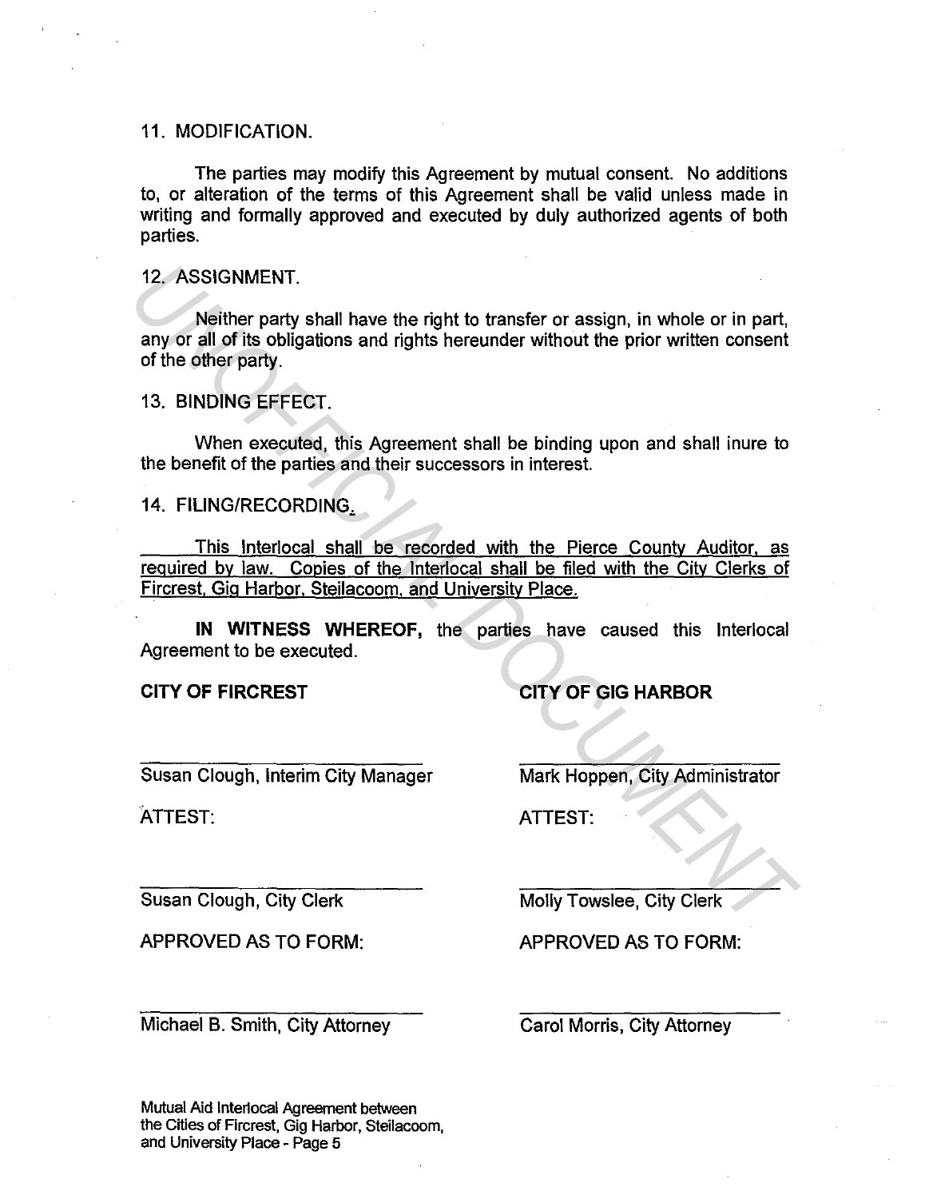11. MODIFICATION.

The parties may modify this Agreement by mutual consent. No additions to, or alteration of the terms of this Agreement shall be valid unless made in writing and formally approved and executed by duly authorized agents of both parties.

12. ASSIGNMENT.

Neither party shall have the right to transfer or assign, in whole or in part, any or all of its obligations and rights hereunder without the prior written consent of the other party.

13. BINDING EFFECT.

When executed, this Agreement shall be binding upon and shall inure to the benefit of the parties and their successors in interest.

14. FILING/RECORDING.

This Interlocal shall be recorded with the Pierce County Auditor, as required by law. Copies of the Interlocal shall be filed with the City Clerks of Fircrest, Gig Harbor, Steilacoom, and University Place.

**IN WITNESS WHEREOF,** the parties have caused this Interlocal Agreement to be executed.

**CITY OF FIRCREST**

\_\_\_\_\_\_\_\_\_\_\_\_\_\_\_\_\_\_\_\_\_\_\_\_\_\_\_\_
Susan Clough, Interim City Manager

ATTEST:

\_\_\_\_\_\_\_\_\_\_\_\_\_\_\_\_\_\_\_\_\_\_\_\_\_\_\_\_
Susan Clough, City Clerk

APPROVED AS TO FORM:

\_\_\_\_\_\_\_\_\_\_\_\_\_\_\_\_\_\_\_\_\_\_\_\_\_\_\_\_
Michael B. Smith, City Attorney

**CITY OF GIG HARBOR**

\_\_\_\_\_\_\_\_\_\_\_\_\_\_\_\_\_\_\_\_\_\_\_\_\_\_\_\_
Mark Hoppen, City Administrator

ATTEST:

\_\_\_\_\_\_\_\_\_\_\_\_\_\_\_\_\_\_\_\_\_\_\_\_\_\_\_\_
Molly Towslee, City Clerk

APPROVED AS TO FORM:

\_\_\_\_\_\_\_\_\_\_\_\_\_\_\_\_\_\_\_\_\_\_\_\_\_\_\_\_
Carol Morris, City Attorney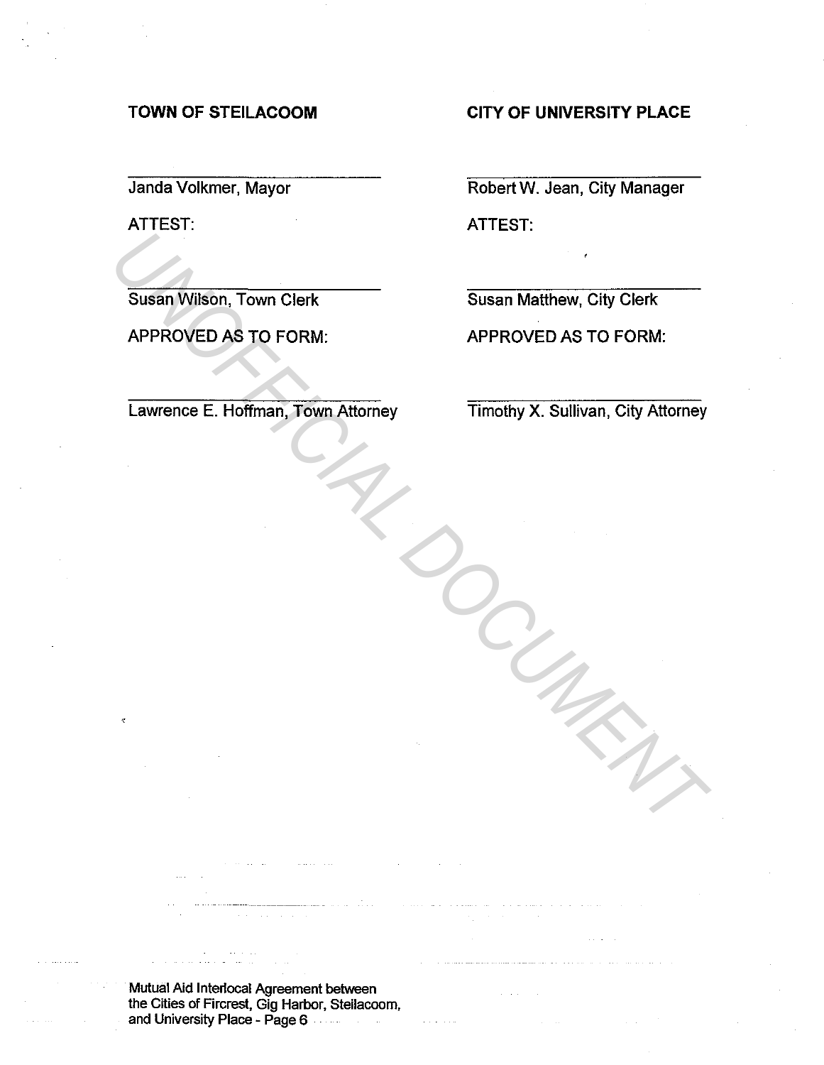**TOWN OF STEILACOOM**

\_\_\_\_\_\_\_\_\_\_\_\_\_\_\_\_\_\_\_\_\_\_\_\_\_\_\_\_

Janda Volkmer, Mayor

ATTEST:

\_\_\_\_\_\_\_\_\_\_\_\_\_\_\_\_\_\_\_\_\_\_\_\_\_\_\_\_

Susan Wilson, Town Clerk

APPROVED AS TO FORM:

\_\_\_\_\_\_\_\_\_\_\_\_\_\_\_\_\_\_\_\_\_\_\_\_\_\_\_\_

Lawrence E. Hoffman, Town Attorney

**CITY OF UNIVERSITY PLACE**

\_\_\_\_\_\_\_\_\_\_\_\_\_\_\_\_\_\_\_\_\_\_\_\_\_\_\_\_

Robert W. Jean, City Manager

ATTEST:

\_\_\_\_\_\_\_\_\_\_\_\_\_\_\_\_\_\_\_\_\_\_\_\_\_\_\_\_

Susan Matthew, City Clerk

APPROVED AS TO FORM:

\_\_\_\_\_\_\_\_\_\_\_\_\_\_\_\_\_\_\_\_\_\_\_\_\_\_\_\_

Timothy X. Sullivan, City Attorney

UNOFFICIAL DOCUMENT